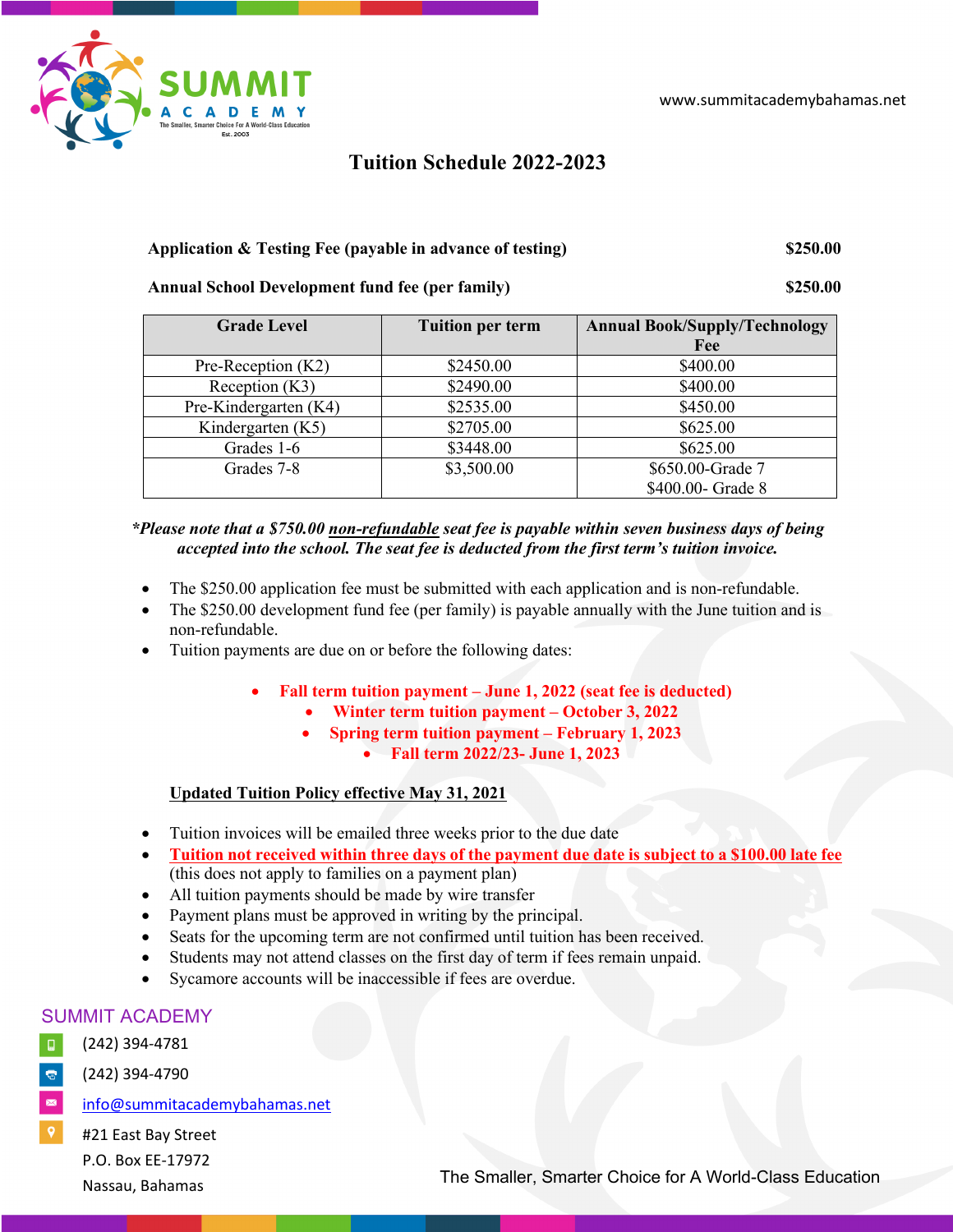SUMMIT ACADEMY

The Smaller, Smarter Choice For A World-Class Education

Est. 2003

www.summitacademybahamas.net

# Tuition Schedule 2022-2023

**Application & Testing Fee (payable in advance of testing)** **$250.00**

**Annual School Development fund fee (per family)** **$250.00**

| Grade Level | Tuition per term | Annual Book/Supply/Technology Fee |
|---|---|---|
| Pre-Reception (K2) | $2450.00 | $400.00 |
| Reception (K3) | $2490.00 | $400.00 |
| Pre-Kindergarten (K4) | $2535.00 | $450.00 |
| Kindergarten (K5) | $2705.00 | $625.00 |
| Grades 1-6 | $3448.00 | $625.00 |
| Grades 7-8 | $3,500.00 | $650.00-Grade 7<br>$400.00- Grade 8 |

***Please note that a $750.00 non-refundable seat fee is payable within seven business days of being accepted into the school. The seat fee is deducted from the first term's tuition invoice.***

- The $250.00 application fee must be submitted with each application and is non-refundable.
- The $250.00 development fund fee (per family) is payable annually with the June tuition and is non-refundable.
- Tuition payments are due on or before the following dates:
  - **Fall term tuition payment – June 1, 2022 (seat fee is deducted)**
  - **Winter term tuition payment – October 3, 2022**
  - **Spring term tuition payment – February 1, 2023**
  - **Fall term 2022/23- June 1, 2023**

**Updated Tuition Policy effective May 31, 2021**

- Tuition invoices will be emailed three weeks prior to the due date
- **Tuition not received within three days of the payment due date is subject to a $100.00 late fee** (this does not apply to families on a payment plan)
- All tuition payments should be made by wire transfer
- Payment plans must be approved in writing by the principal.
- Seats for the upcoming term are not confirmed until tuition has been received.
- Students may not attend classes on the first day of term if fees remain unpaid.
- Sycamore accounts will be inaccessible if fees are overdue.

SUMMIT ACADEMY

(242) 394-4781

(242) 394-4790

info@summitacademybahamas.net

#21 East Bay Street
P.O. Box EE-17972
Nassau, Bahamas

The Smaller, Smarter Choice for A World-Class Education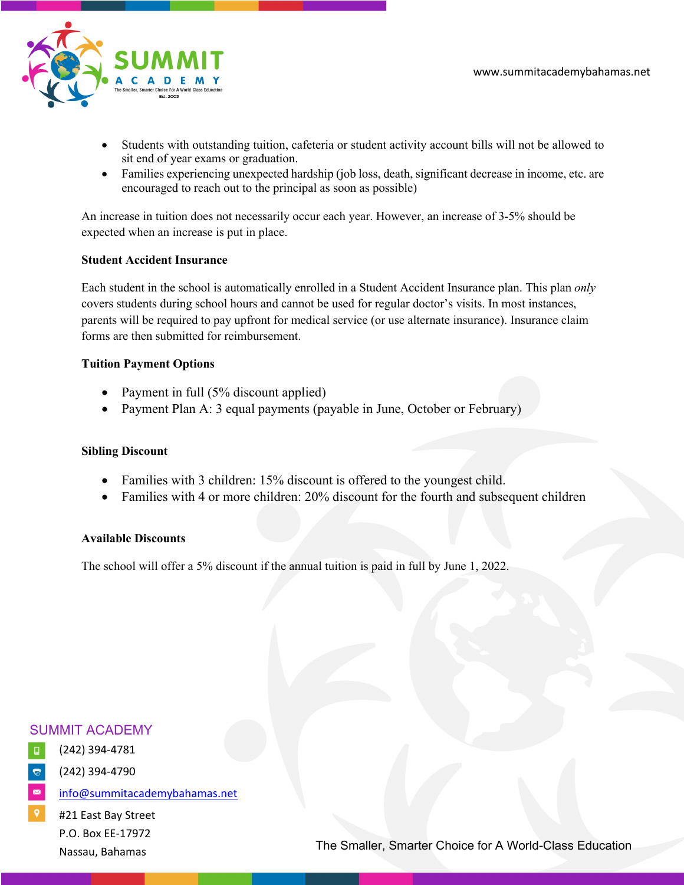- Students with outstanding tuition, cafeteria or student activity account bills will not be allowed to sit end of year exams or graduation.
- Families experiencing unexpected hardship (job loss, death, significant decrease in income, etc. are encouraged to reach out to the principal as soon as possible)

An increase in tuition does not necessarily occur each year. However, an increase of 3-5% should be expected when an increase is put in place.

**Student Accident Insurance**

Each student in the school is automatically enrolled in a Student Accident Insurance plan. This plan *only* covers students during school hours and cannot be used for regular doctor's visits. In most instances, parents will be required to pay upfront for medical service (or use alternate insurance). Insurance claim forms are then submitted for reimbursement.

**Tuition Payment Options**

- Payment in full (5% discount applied)
- Payment Plan A: 3 equal payments (payable in June, October or February)

**Sibling Discount**

- Families with 3 children: 15% discount is offered to the youngest child.
- Families with 4 or more children: 20% discount for the fourth and subsequent children

**Available Discounts**

The school will offer a 5% discount if the annual tuition is paid in full by June 1, 2022.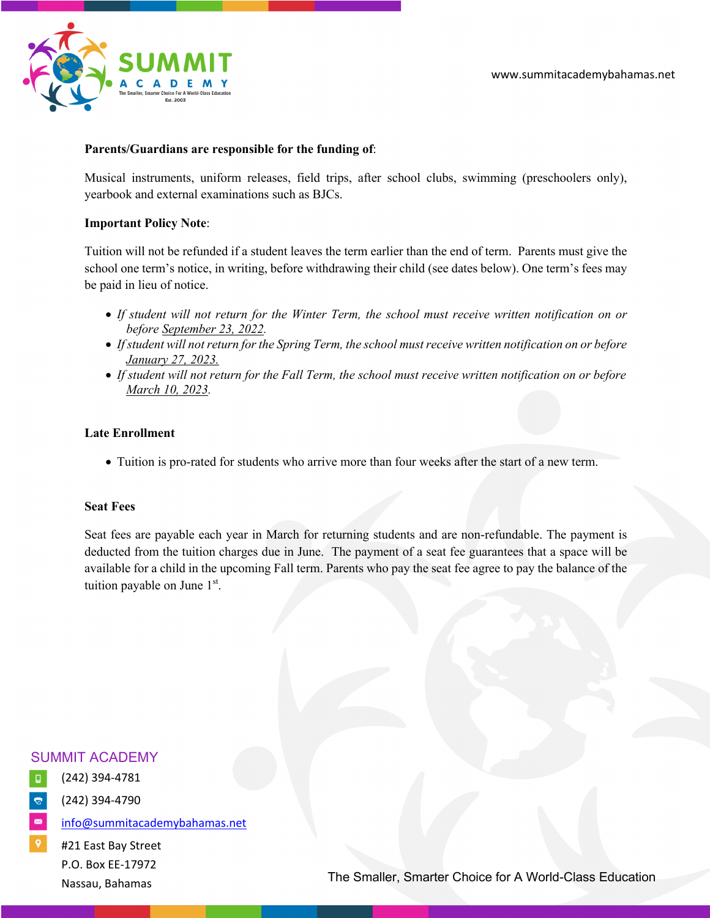**Parents/Guardians are responsible for the funding of**:

Musical instruments, uniform releases, field trips, after school clubs, swimming (preschoolers only), yearbook and external examinations such as BJCs.

**Important Policy Note**:

Tuition will not be refunded if a student leaves the term earlier than the end of term. Parents must give the school one term's notice, in writing, before withdrawing their child (see dates below). One term's fees may be paid in lieu of notice.

- *If student will not return for the Winter Term, the school must receive written notification on or before September 23, 2022.*
- *If student will not return for the Spring Term, the school must receive written notification on or before January 27, 2023.*
- *If student will not return for the Fall Term, the school must receive written notification on or before March 10, 2023.*

**Late Enrollment**

- Tuition is pro-rated for students who arrive more than four weeks after the start of a new term.

**Seat Fees**

Seat fees are payable each year in March for returning students and are non-refundable. The payment is deducted from the tuition charges due in June. The payment of a seat fee guarantees that a space will be available for a child in the upcoming Fall term. Parents who pay the seat fee agree to pay the balance of the tuition payable on June 1st.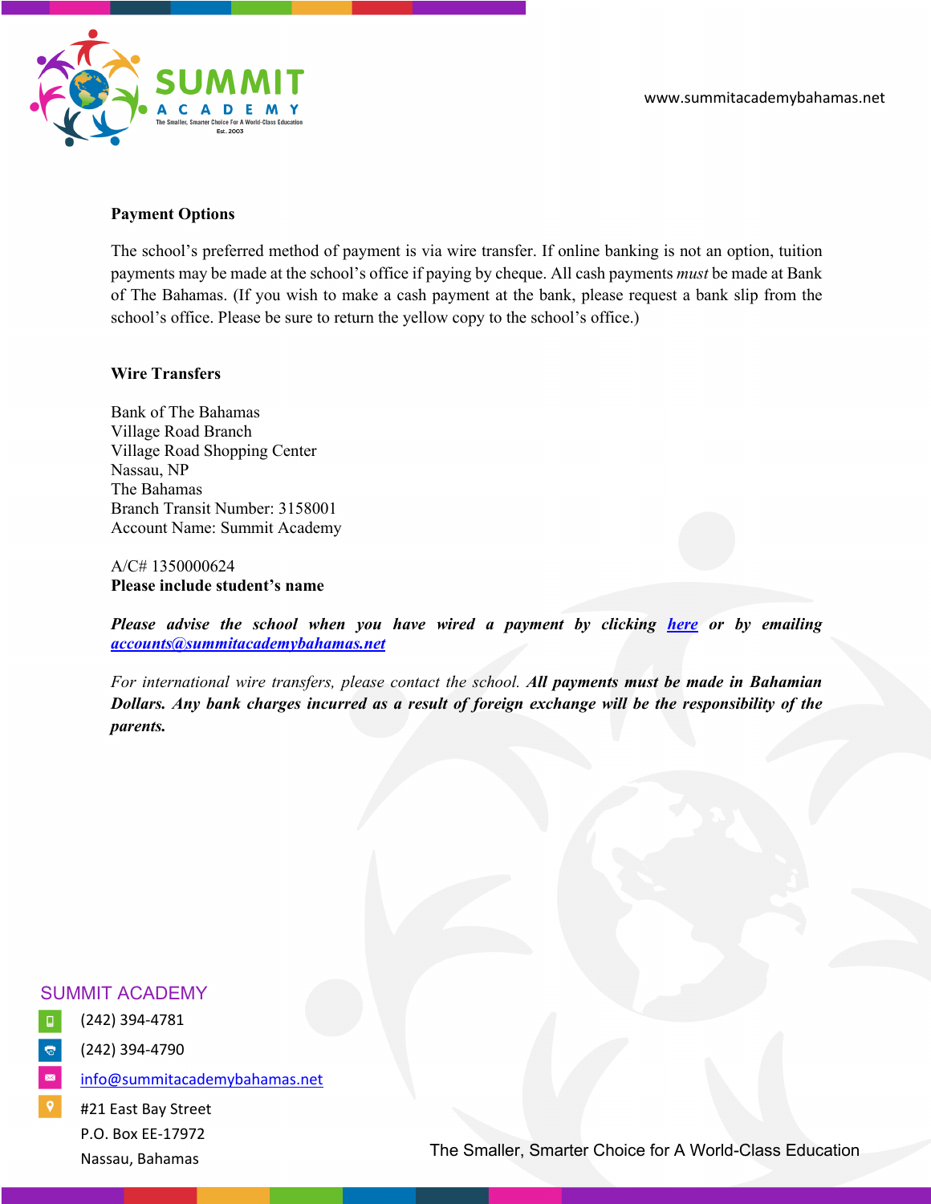**Payment Options**

The school's preferred method of payment is via wire transfer. If online banking is not an option, tuition payments may be made at the school's office if paying by cheque. All cash payments *must* be made at Bank of The Bahamas. (If you wish to make a cash payment at the bank, please request a bank slip from the school's office. Please be sure to return the yellow copy to the school's office.)

**Wire Transfers**

Bank of The Bahamas
Village Road Branch
Village Road Shopping Center
Nassau, NP
The Bahamas
Branch Transit Number: 3158001
Account Name: Summit Academy

A/C# 1350000624
**Please include student's name**

***Please advise the school when you have wired a payment by clicking here or by emailing accounts@summitacademybahamas.net***

*For international wire transfers, please contact the school.* ***All payments must be made in Bahamian Dollars. Any bank charges incurred as a result of foreign exchange will be the responsibility of the parents.***

SUMMIT ACADEMY
(242) 394-4781
(242) 394-4790
info@summitacademybahamas.net
#21 East Bay Street
P.O. Box EE-17972
Nassau, Bahamas